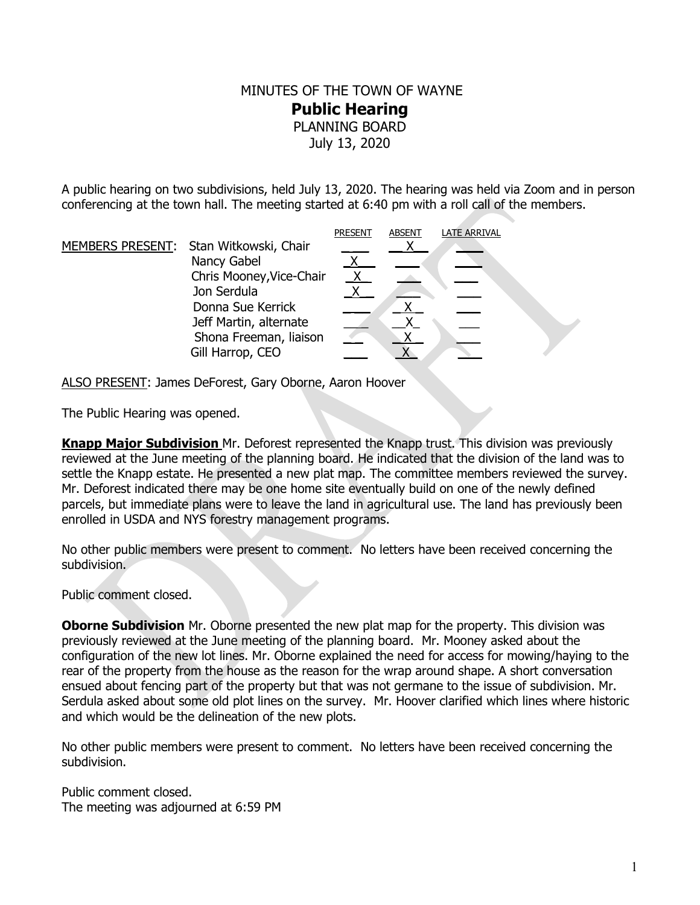MINUTES OF THE TOWN OF WAYNE

# Public Hearing

PLANNING BOARD

July 13, 2020

A public hearing on two subdivisions, held July 13, 2020. The hearing was held via Zoom and in person conferencing at the town hall. The meeting started at 6:40 pm with a roll call of the members.

| MEMBERS PRESENT: | | PRESENT | ABSENT | LATE ARRIVAL |
|---|---|---|---|---|
| | Stan Witkowski, Chair | | X | |
| | Nancy Gabel | X | | |
| | Chris Mooney,Vice-Chair | X | | |
| | Jon Serdula | X | | |
| | Donna Sue Kerrick | | X | |
| | Jeff Martin, alternate | | X | |
| | Shona Freeman, liaison | | X | |
| | Gill Harrop, CEO | | X | |

ALSO PRESENT: James DeForest, Gary Oborne, Aaron Hoover

The Public Hearing was opened.

**Knapp Major Subdivision** Mr. Deforest represented the Knapp trust. This division was previously reviewed at the June meeting of the planning board. He indicated that the division of the land was to settle the Knapp estate. He presented a new plat map. The committee members reviewed the survey. Mr. Deforest indicated there may be one home site eventually build on one of the newly defined parcels, but immediate plans were to leave the land in agricultural use. The land has previously been enrolled in USDA and NYS forestry management programs.

No other public members were present to comment. No letters have been received concerning the subdivision.

Public comment closed.

**Oborne Subdivision** Mr. Oborne presented the new plat map for the property. This division was previously reviewed at the June meeting of the planning board. Mr. Mooney asked about the configuration of the new lot lines. Mr. Oborne explained the need for access for mowing/haying to the rear of the property from the house as the reason for the wrap around shape. A short conversation ensued about fencing part of the property but that was not germane to the issue of subdivision. Mr. Serdula asked about some old plot lines on the survey. Mr. Hoover clarified which lines where historic and which would be the delineation of the new plots.

No other public members were present to comment. No letters have been received concerning the subdivision.

Public comment closed.

The meeting was adjourned at 6:59 PM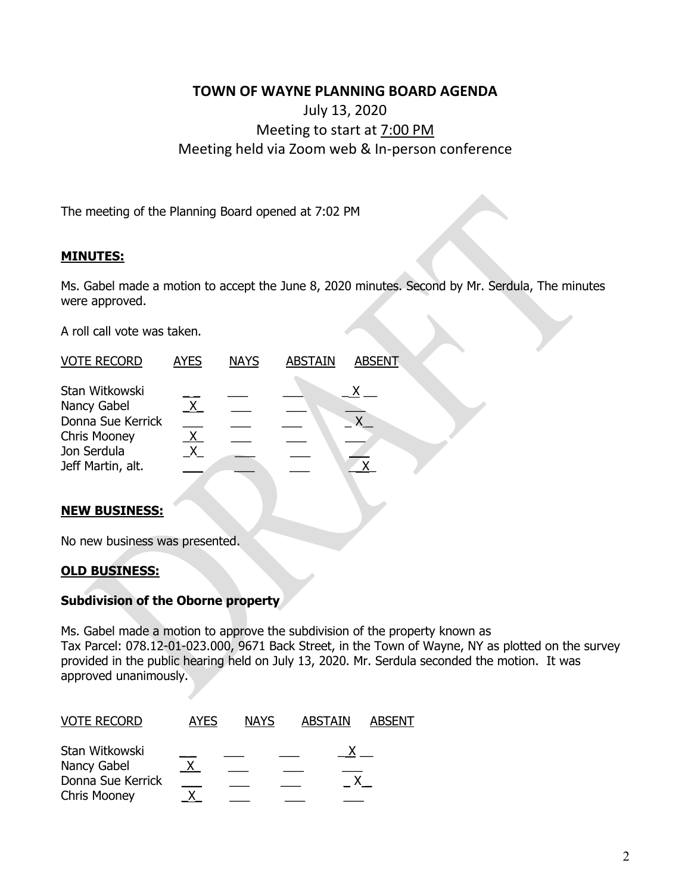# TOWN OF WAYNE PLANNING BOARD AGENDA

July 13, 2020

Meeting to start at 7:00 PM

Meeting held via Zoom web & In-person conference

The meeting of the Planning Board opened at 7:02 PM

## MINUTES:

Ms. Gabel made a motion to accept the June 8, 2020 minutes. Second by Mr. Serdula, The minutes were approved.

A roll call vote was taken.

| VOTE RECORD | AYES | NAYS | ABSTAIN | ABSENT |
|---|---|---|---|---|
| Stan Witkowski | | | | X |
| Nancy Gabel | X | | | |
| Donna Sue Kerrick | | | | X |
| Chris Mooney | X | | | |
| Jon Serdula | X | | | |
| Jeff Martin, alt. | | | | X |

## NEW BUSINESS:

No new business was presented.

## OLD BUSINESS:

### Subdivision of the Oborne property

Ms. Gabel made a motion to approve the subdivision of the property known as Tax Parcel: 078.12-01-023.000, 9671 Back Street, in the Town of Wayne, NY as plotted on the survey provided in the public hearing held on July 13, 2020. Mr. Serdula seconded the motion. It was approved unanimously.

| VOTE RECORD | AYES | NAYS | ABSTAIN | ABSENT |
|---|---|---|---|---|
| Stan Witkowski | | | | X |
| Nancy Gabel | X | | | |
| Donna Sue Kerrick | | | | X |
| Chris Mooney | X | | | |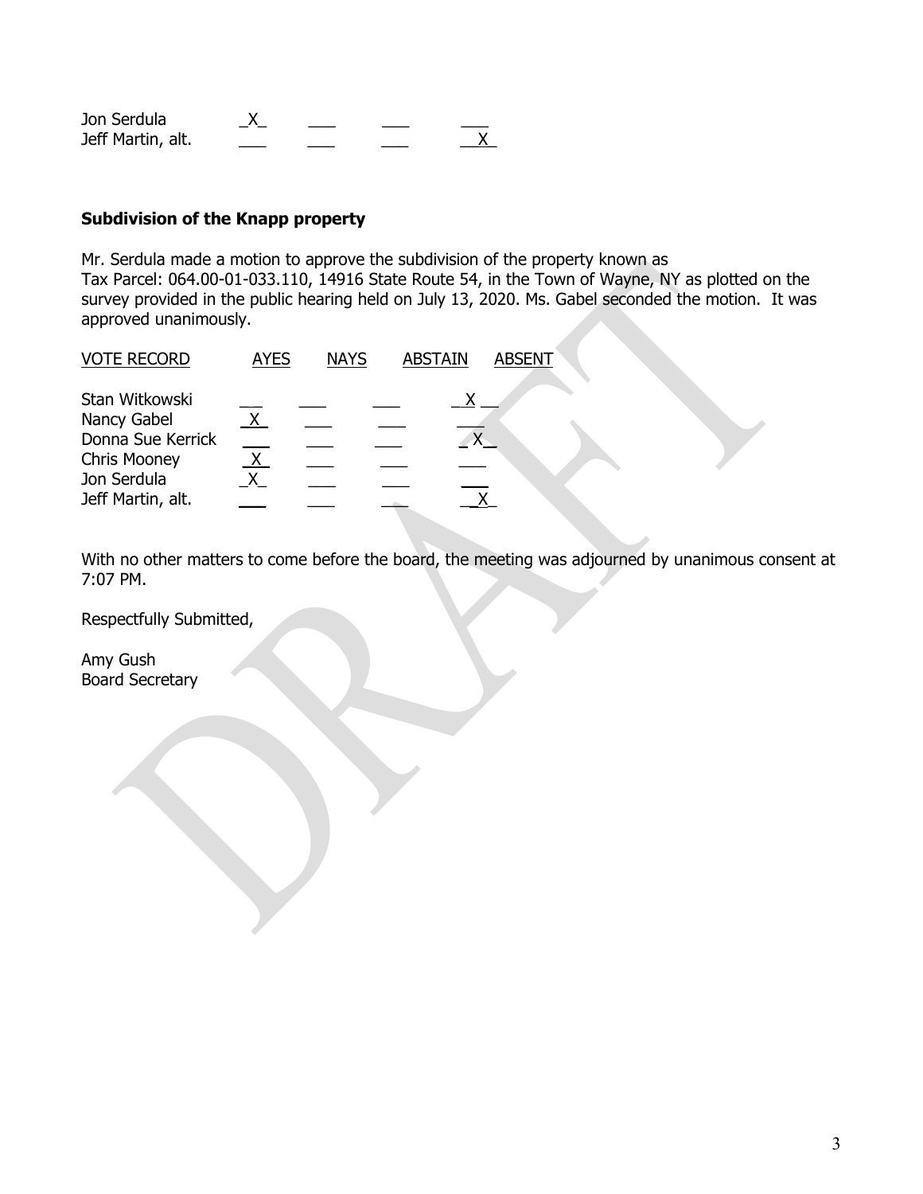| | | | | |
|---|---|---|---|---|
| Jon Serdula | X | | | |
| Jeff Martin, alt. | | | | X |

**Subdivision of the Knapp property**

Mr. Serdula made a motion to approve the subdivision of the property known as Tax Parcel: 064.00-01-033.110, 14916 State Route 54, in the Town of Wayne, NY as plotted on the survey provided in the public hearing held on July 13, 2020. Ms. Gabel seconded the motion. It was approved unanimously.

| VOTE RECORD | AYES | NAYS | ABSTAIN | ABSENT |
|---|---|---|---|---|
| Stan Witkowski | | | | X |
| Nancy Gabel | X | | | |
| Donna Sue Kerrick | | | | X |
| Chris Mooney | X | | | |
| Jon Serdula | X | | | |
| Jeff Martin, alt. | | | | X |

With no other matters to come before the board, the meeting was adjourned by unanimous consent at 7:07 PM.

Respectfully Submitted,

Amy Gush
Board Secretary